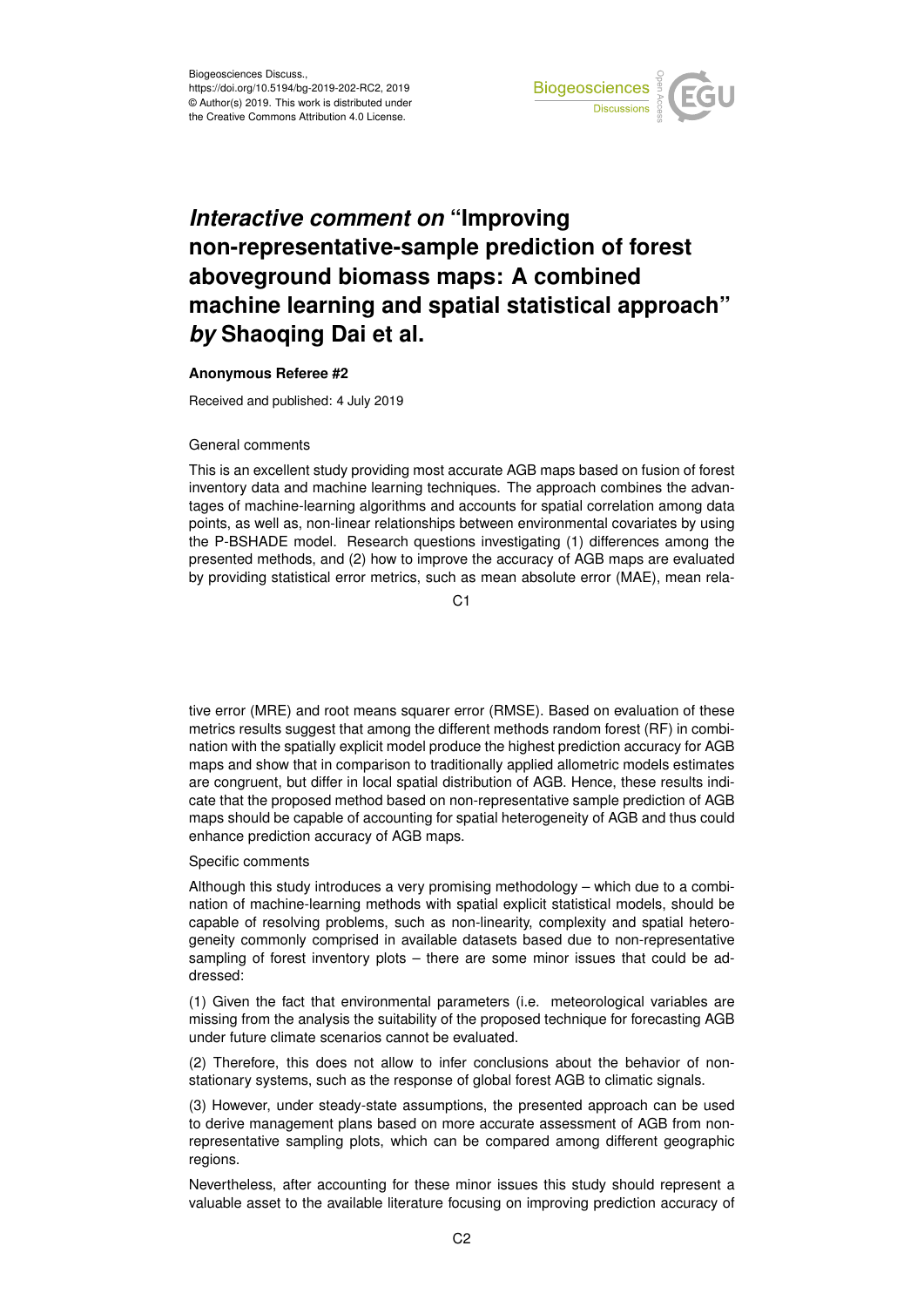Biogeosciences Discuss.,
https://doi.org/10.5194/bg-2019-202-RC2, 2019
© Author(s) 2019. This work is distributed under
the Creative Commons Attribution 4.0 License.

# *Interactive comment on* "Improving non-representative-sample prediction of forest aboveground biomass maps: A combined machine learning and spatial statistical approach" *by* Shaoqing Dai et al.

**Anonymous Referee #2**

Received and published: 4 July 2019

General comments

This is an excellent study providing most accurate AGB maps based on fusion of forest inventory data and machine learning techniques. The approach combines the advantages of machine-learning algorithms and accounts for spatial correlation among data points, as well as, non-linear relationships between environmental covariates by using the P-BSHADE model. Research questions investigating (1) differences among the presented methods, and (2) how to improve the accuracy of AGB maps are evaluated by providing statistical error metrics, such as mean absolute error (MAE), mean relative error (MRE) and root means squarer error (RMSE). Based on evaluation of these metrics results suggest that among the different methods random forest (RF) in combination with the spatially explicit model produce the highest prediction accuracy for AGB maps and show that in comparison to traditionally applied allometric models estimates are congruent, but differ in local spatial distribution of AGB. Hence, these results indicate that the proposed method based on non-representative sample prediction of AGB maps should be capable of accounting for spatial heterogeneity of AGB and thus could enhance prediction accuracy of AGB maps.

Specific comments

Although this study introduces a very promising methodology – which due to a combination of machine-learning methods with spatial explicit statistical models, should be capable of resolving problems, such as non-linearity, complexity and spatial heterogeneity commonly comprised in available datasets based due to non-representative sampling of forest inventory plots – there are some minor issues that could be addressed:

(1) Given the fact that environmental parameters (i.e. meteorological variables are missing from the analysis the suitability of the proposed technique for forecasting AGB under future climate scenarios cannot be evaluated.

(2) Therefore, this does not allow to infer conclusions about the behavior of non-stationary systems, such as the response of global forest AGB to climatic signals.

(3) However, under steady-state assumptions, the presented approach can be used to derive management plans based on more accurate assessment of AGB from non-representative sampling plots, which can be compared among different geographic regions.

Nevertheless, after accounting for these minor issues this study should represent a valuable asset to the available literature focusing on improving prediction accuracy of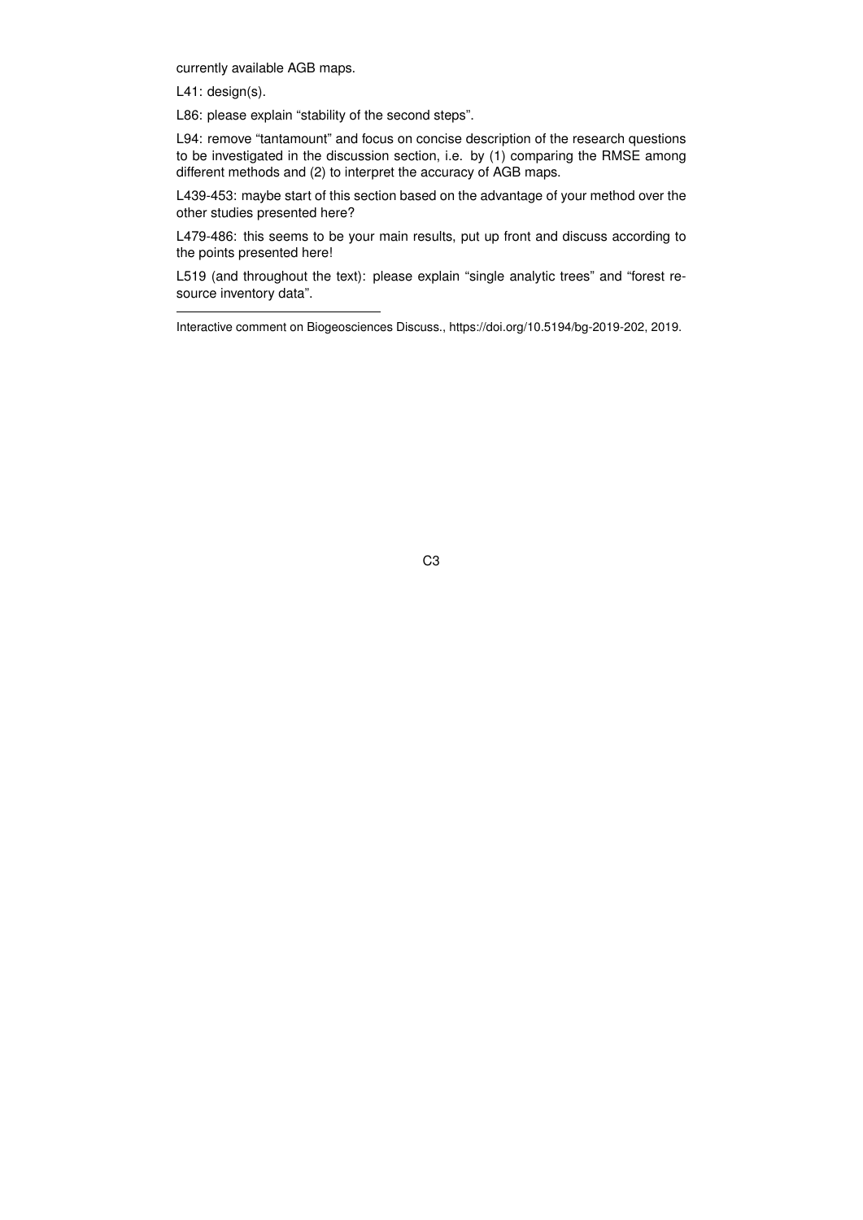currently available AGB maps.

L41: design(s).

L86: please explain "stability of the second steps".

L94: remove "tantamount" and focus on concise description of the research questions to be investigated in the discussion section, i.e. by (1) comparing the RMSE among different methods and (2) to interpret the accuracy of AGB maps.

L439-453: maybe start of this section based on the advantage of your method over the other studies presented here?

L479-486: this seems to be your main results, put up front and discuss according to the points presented here!

L519 (and throughout the text): please explain "single analytic trees" and "forest resource inventory data".

---

Interactive comment on Biogeosciences Discuss., https://doi.org/10.5194/bg-2019-202, 2019.